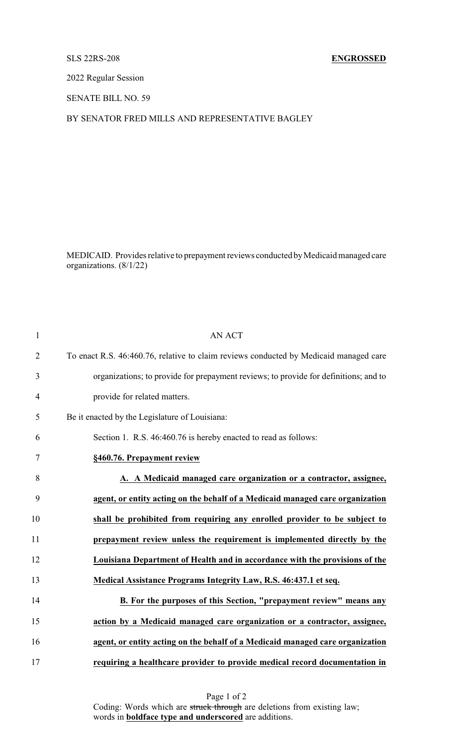SLS 22RS-208 **ENGROSSED**

2022 Regular Session

SENATE BILL NO. 59

BY SENATOR FRED MILLS AND REPRESENTATIVE BAGLEY

MEDICAID. Provides relative to prepayment reviews conducted by Medicaid managed care organizations. (8/1/22)

AN ACT

To enact R.S. 46:460.76, relative to claim reviews conducted by Medicaid managed care organizations; to provide for prepayment reviews; to provide for definitions; and to provide for related matters.

Be it enacted by the Legislature of Louisiana:

Section 1. R.S. 46:460.76 is hereby enacted to read as follows:

**§460.76. Prepayment review**

**A. A Medicaid managed care organization or a contractor, assignee, agent, or entity acting on the behalf of a Medicaid managed care organization shall be prohibited from requiring any enrolled provider to be subject to prepayment review unless the requirement is implemented directly by the Louisiana Department of Health and in accordance with the provisions of the Medical Assistance Programs Integrity Law, R.S. 46:437.1 et seq.**

**B. For the purposes of this Section, "prepayment review" means any action by a Medicaid managed care organization or a contractor, assignee, agent, or entity acting on the behalf of a Medicaid managed care organization requiring a healthcare provider to provide medical record documentation in**

Coding: Words which are ~~struck through~~ are deletions from existing law; words in **boldface type and underscored** are additions.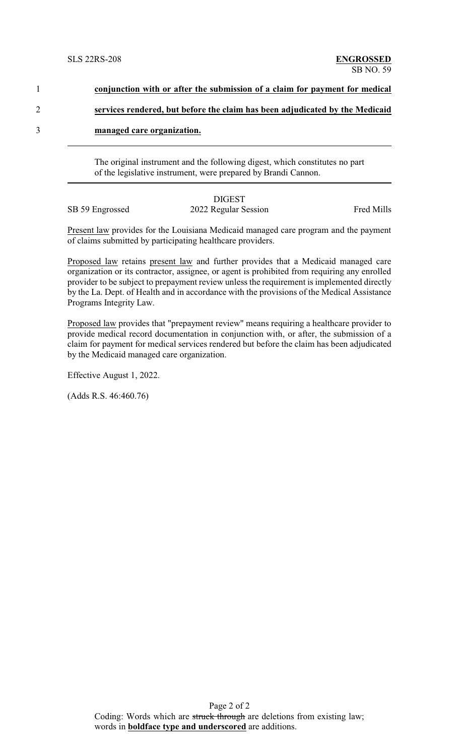1 **conjunction with or after the submission of a claim for payment for medical**

2 **services rendered, but before the claim has been adjudicated by the Medicaid**

3 **managed care organization.**

---

The original instrument and the following digest, which constitutes no part of the legislative instrument, were prepared by Brandi Cannon.

---

DIGEST

SB 59 Engrossed — 2022 Regular Session — Fred Mills

Present law provides for the Louisiana Medicaid managed care program and the payment of claims submitted by participating healthcare providers.

Proposed law retains present law and further provides that a Medicaid managed care organization or its contractor, assignee, or agent is prohibited from requiring any enrolled provider to be subject to prepayment review unless the requirement is implemented directly by the La. Dept. of Health and in accordance with the provisions of the Medical Assistance Programs Integrity Law.

Proposed law provides that "prepayment review" means requiring a healthcare provider to provide medical record documentation in conjunction with, or after, the submission of a claim for payment for medical services rendered but before the claim has been adjudicated by the Medicaid managed care organization.

Effective August 1, 2022.

(Adds R.S. 46:460.76)

Coding: Words which are ~~struck through~~ are deletions from existing law; words in **boldface type and underscored** are additions.